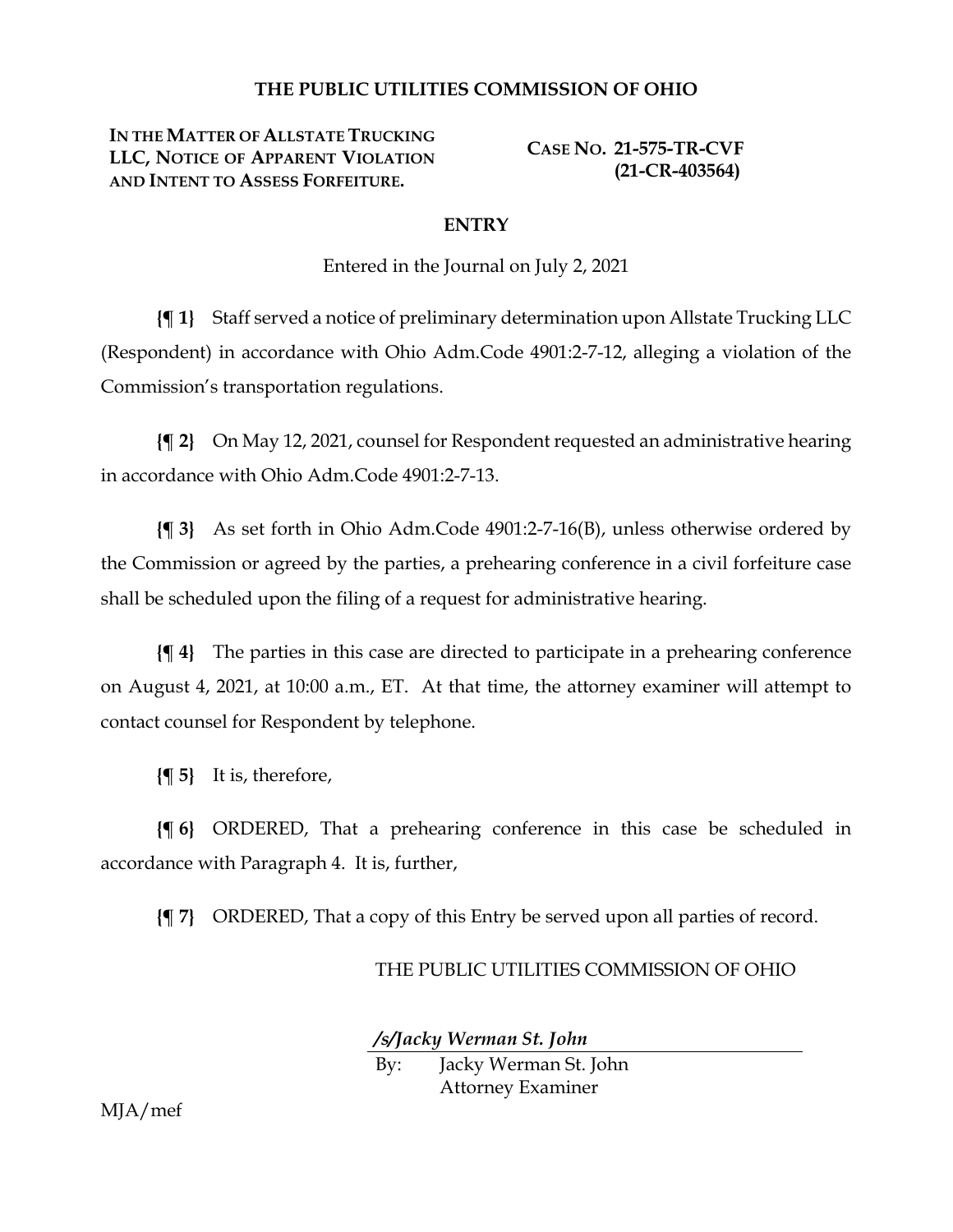# THE PUBLIC UTILITIES COMMISSION OF OHIO

**IN THE MATTER OF ALLSTATE TRUCKING LLC, NOTICE OF APPARENT VIOLATION AND INTENT TO ASSESS FORFEITURE.**

**CASE NO. 21-575-TR-CVF (21-CR-403564)**

## ENTRY

Entered in the Journal on July 2, 2021

**{¶ 1}** Staff served a notice of preliminary determination upon Allstate Trucking LLC (Respondent) in accordance with Ohio Adm.Code 4901:2-7-12, alleging a violation of the Commission's transportation regulations.

**{¶ 2}** On May 12, 2021, counsel for Respondent requested an administrative hearing in accordance with Ohio Adm.Code 4901:2-7-13.

**{¶ 3}** As set forth in Ohio Adm.Code 4901:2-7-16(B), unless otherwise ordered by the Commission or agreed by the parties, a prehearing conference in a civil forfeiture case shall be scheduled upon the filing of a request for administrative hearing.

**{¶ 4}** The parties in this case are directed to participate in a prehearing conference on August 4, 2021, at 10:00 a.m., ET. At that time, the attorney examiner will attempt to contact counsel for Respondent by telephone.

**{¶ 5}** It is, therefore,

**{¶ 6}** ORDERED, That a prehearing conference in this case be scheduled in accordance with Paragraph 4. It is, further,

**{¶ 7}** ORDERED, That a copy of this Entry be served upon all parties of record.

THE PUBLIC UTILITIES COMMISSION OF OHIO

***/s/Jacky Werman St. John***

By: Jacky Werman St. John
Attorney Examiner

MJA/mef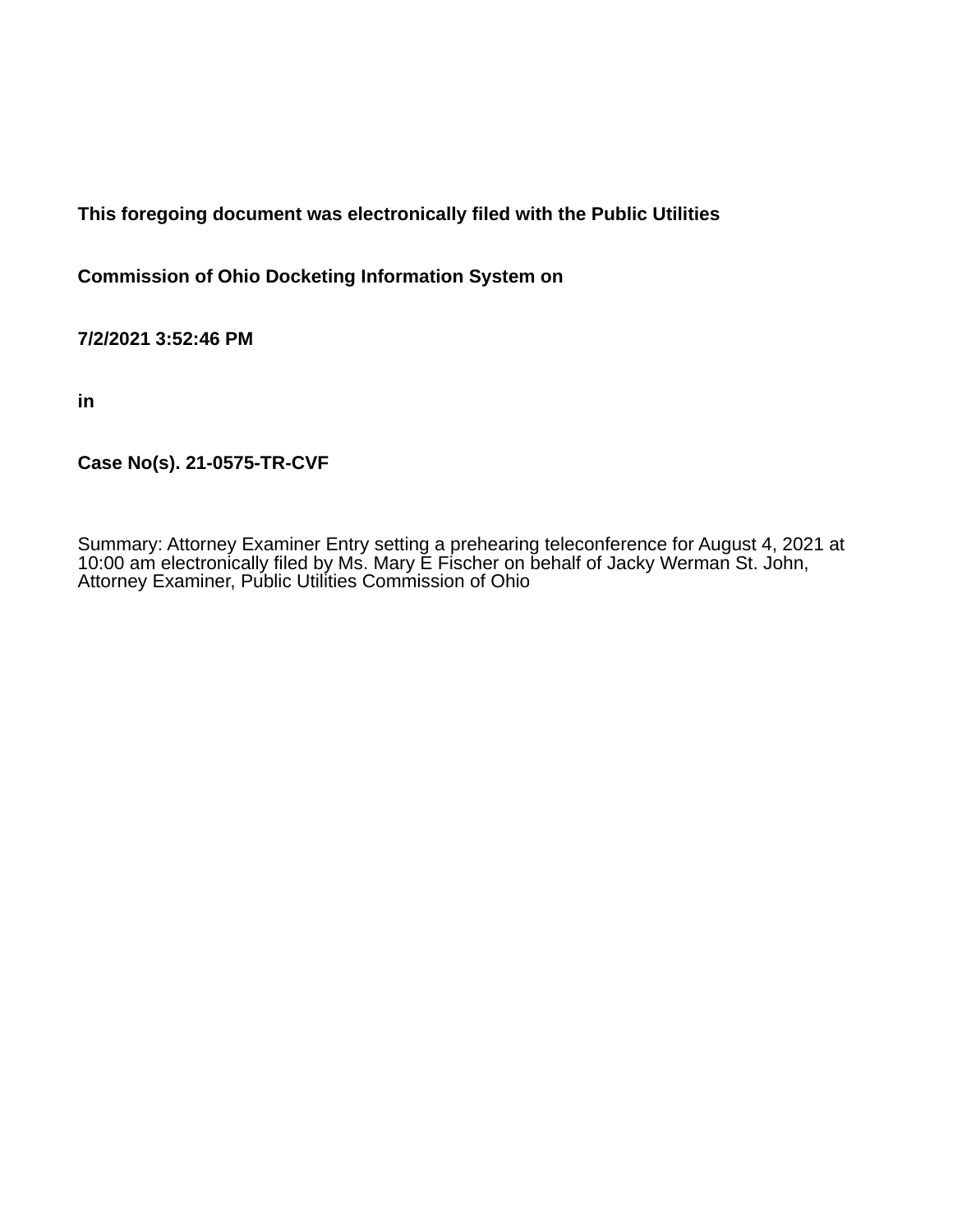**This foregoing document was electronically filed with the Public Utilities**

**Commission of Ohio Docketing Information System on**

**7/2/2021 3:52:46 PM**

**in**

**Case No(s). 21-0575-TR-CVF**

Summary: Attorney Examiner Entry setting a prehearing teleconference for August 4, 2021 at 10:00 am electronically filed by Ms. Mary E Fischer on behalf of Jacky Werman St. John, Attorney Examiner, Public Utilities Commission of Ohio